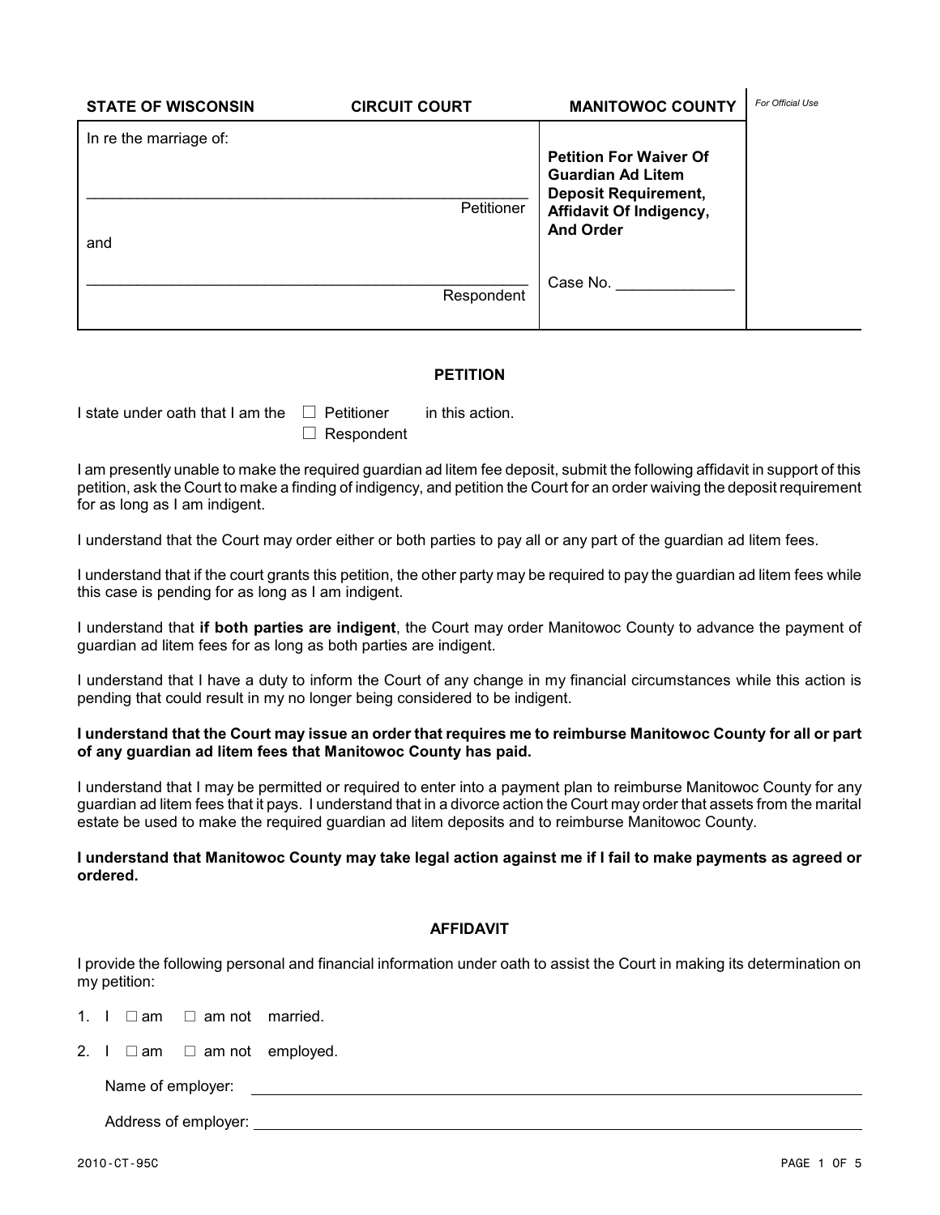| STATE OF WISCONSIN | CIRCUIT COURT | MANITOWOC COUNTY | *For Official Use* |
|---|---|---|---|
| In re the marriage of: <br><br> ______________________________ Petitioner <br><br> and <br><br> ______________________________ Respondent | | **Petition For Waiver Of Guardian Ad Litem Deposit Requirement, Affidavit Of Indigency, And Order** <br><br> Case No. ____________ | |

## PETITION

I state under oath that I am the ☐ Petitioner ☐ Respondent in this action.

I am presently unable to make the required guardian ad litem fee deposit, submit the following affidavit in support of this petition, ask the Court to make a finding of indigency, and petition the Court for an order waiving the deposit requirement for as long as I am indigent.

I understand that the Court may order either or both parties to pay all or any part of the guardian ad litem fees.

I understand that if the court grants this petition, the other party may be required to pay the guardian ad litem fees while this case is pending for as long as I am indigent.

I understand that **if both parties are indigent**, the Court may order Manitowoc County to advance the payment of guardian ad litem fees for as long as both parties are indigent.

I understand that I have a duty to inform the Court of any change in my financial circumstances while this action is pending that could result in my no longer being considered to be indigent.

**I understand that the Court may issue an order that requires me to reimburse Manitowoc County for all or part of any guardian ad litem fees that Manitowoc County has paid.**

I understand that I may be permitted or required to enter into a payment plan to reimburse Manitowoc County for any guardian ad litem fees that it pays. I understand that in a divorce action the Court may order that assets from the marital estate be used to make the required guardian ad litem deposits and to reimburse Manitowoc County.

**I understand that Manitowoc County may take legal action against me if I fail to make payments as agreed or ordered.**

## AFFIDAVIT

I provide the following personal and financial information under oath to assist the Court in making its determination on my petition:

1. I ☐ am ☐ am not married.

2. I ☐ am ☐ am not employed.

   Name of employer: ______________________________

   Address of employer: ______________________________

2010-CT-95C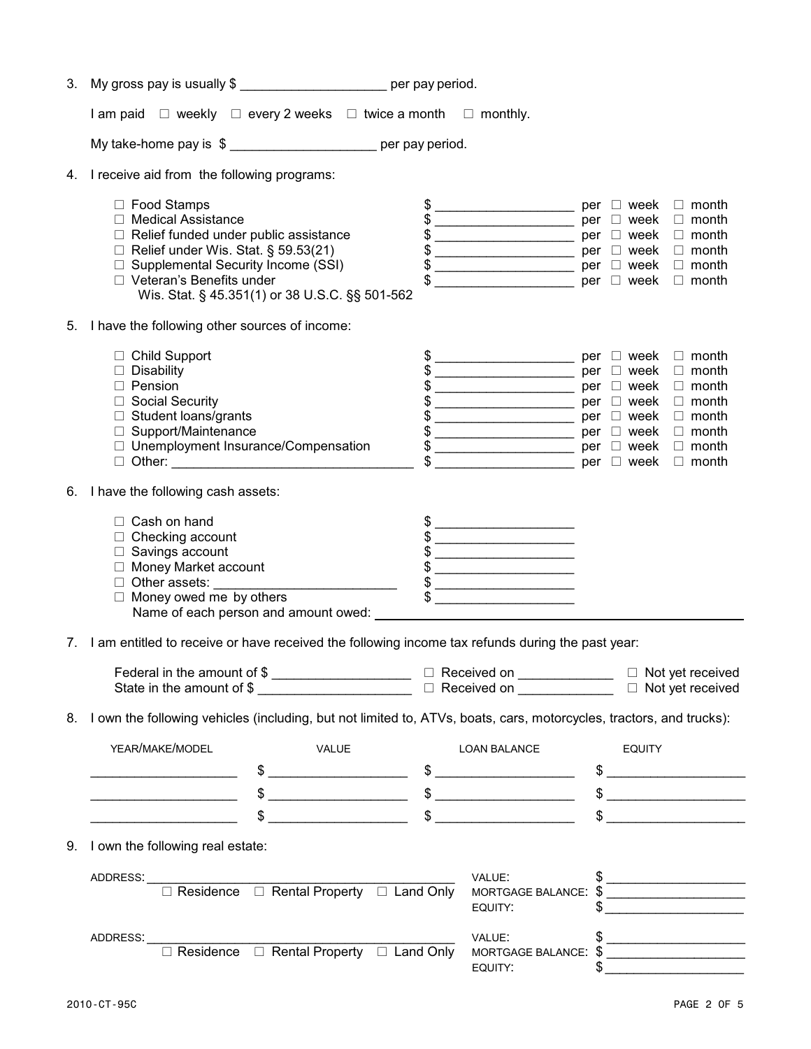3. My gross pay is usually $ ___________________ per pay period.

   I am paid ☐ weekly ☐ every 2 weeks ☐ twice a month ☐ monthly.

   My take-home pay is $ ___________________ per pay period.

4. I receive aid from the following programs:

| | | |
|---|---|---|
| ☐ Food Stamps | $ ___________________ | per ☐ week ☐ month |
| ☐ Medical Assistance | $ ___________________ | per ☐ week ☐ month |
| ☐ Relief funded under public assistance | $ ___________________ | per ☐ week ☐ month |
| ☐ Relief under Wis. Stat. § 59.53(21) | $ ___________________ | per ☐ week ☐ month |
| ☐ Supplemental Security Income (SSI) | $ ___________________ | per ☐ week ☐ month |
| ☐ Veteran's Benefits under Wis. Stat. § 45.351(1) or 38 U.S.C. §§ 501-562 | $ ___________________ | per ☐ week ☐ month |

5. I have the following other sources of income:

| | | |
|---|---|---|
| ☐ Child Support | $ ___________________ | per ☐ week ☐ month |
| ☐ Disability | $ ___________________ | per ☐ week ☐ month |
| ☐ Pension | $ ___________________ | per ☐ week ☐ month |
| ☐ Social Security | $ ___________________ | per ☐ week ☐ month |
| ☐ Student loans/grants | $ ___________________ | per ☐ week ☐ month |
| ☐ Support/Maintenance | $ ___________________ | per ☐ week ☐ month |
| ☐ Unemployment Insurance/Compensation | $ ___________________ | per ☐ week ☐ month |
| ☐ Other: ________________________________ | $ ___________________ | per ☐ week ☐ month |

6. I have the following cash assets:

| | |
|---|---|
| ☐ Cash on hand | $ ___________________ |
| ☐ Checking account | $ ___________________ |
| ☐ Savings account | $ ___________________ |
| ☐ Money Market account | $ ___________________ |
| ☐ Other assets: ________________________ | $ ___________________ |
| ☐ Money owed me by others | $ ___________________ |

   Name of each person and amount owed: ____________________________________________

7. I am entitled to receive or have received the following income tax refunds during the past year:

   Federal in the amount of $ ___________________ ☐ Received on ____________ ☐ Not yet received
   State in the amount of $ ____________________ ☐ Received on ____________ ☐ Not yet received

8. I own the following vehicles (including, but not limited to, ATVs, boats, cars, motorcycles, tractors, and trucks):

| YEAR/MAKE/MODEL | VALUE | LOAN BALANCE | EQUITY |
|---|---|---|---|
| ___________________ | $ ___________________ | $ ___________________ | $ ___________________ |
| ___________________ | $ ___________________ | $ ___________________ | $ ___________________ |
| ___________________ | $ ___________________ | $ ___________________ | $ ___________________ |

9. I own the following real estate:

   ADDRESS: ____________________________________________ VALUE: $ ___________________
   ☐ Residence ☐ Rental Property ☐ Land Only MORTGAGE BALANCE: $ ___________________
   EQUITY: $ ___________________

   ADDRESS: ____________________________________________ VALUE: $ ___________________
   ☐ Residence ☐ Rental Property ☐ Land Only MORTGAGE BALANCE: $ ___________________
   EQUITY: $ ___________________

2010-CT-95C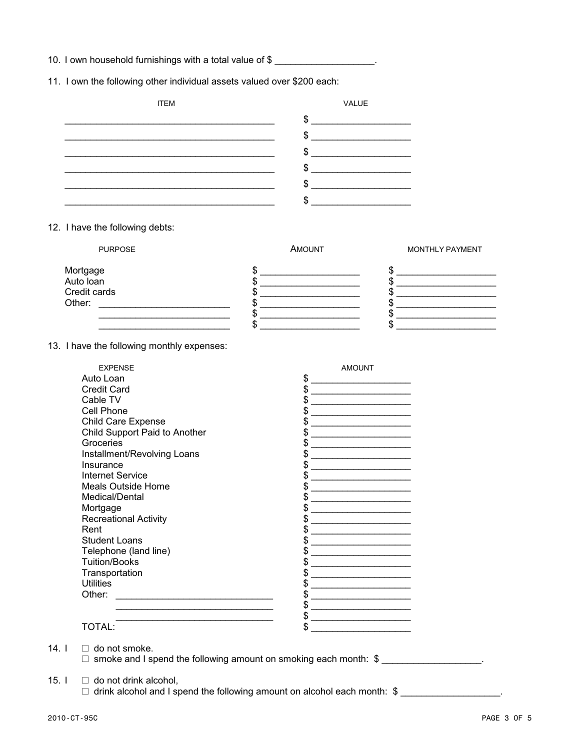10. I own household furnishings with a total value of $ ___________________.

11. I own the following other individual assets valued over $200 each:

| ITEM | VALUE |
|---|---|
| ________________________________________ | $ ___________________ |
| ________________________________________ | $ ___________________ |
| ________________________________________ | $ ___________________ |
| ________________________________________ | $ ___________________ |
| ________________________________________ | $ ___________________ |
| ________________________________________ | $ ___________________ |

12. I have the following debts:

| PURPOSE | AMOUNT | MONTHLY PAYMENT |
|---|---|---|
| Mortgage | $ ___________________ | $ ___________________ |
| Auto loan | $ ___________________ | $ ___________________ |
| Credit cards | $ ___________________ | $ ___________________ |
| Other: _________________________ | $ ___________________ | $ ___________________ |
| _________________________ | $ ___________________ | $ ___________________ |
| _________________________ | $ ___________________ | $ ___________________ |

13. I have the following monthly expenses:

| EXPENSE | AMOUNT |
|---|---|
| Auto Loan | $ ___________________ |
| Credit Card | $ ___________________ |
| Cable TV | $ ___________________ |
| Cell Phone | $ ___________________ |
| Child Care Expense | $ ___________________ |
| Child Support Paid to Another | $ ___________________ |
| Groceries | $ ___________________ |
| Installment/Revolving Loans | $ ___________________ |
| Insurance | $ ___________________ |
| Internet Service | $ ___________________ |
| Meals Outside Home | $ ___________________ |
| Medical/Dental | $ ___________________ |
| Mortgage | $ ___________________ |
| Recreational Activity | $ ___________________ |
| Rent | $ ___________________ |
| Student Loans | $ ___________________ |
| Telephone (land line) | $ ___________________ |
| Tuition/Books | $ ___________________ |
| Transportation | $ ___________________ |
| Utilities | $ ___________________ |
| Other: ______________________________ | $ ___________________ |
| ______________________________ | $ ___________________ |
| ______________________________ | $ ___________________ |
| TOTAL: | $ ___________________ |

14. I ☐ do not smoke.
☐ smoke and I spend the following amount on smoking each month: $ ___________________.

15. I ☐ do not drink alcohol,
☐ drink alcohol and I spend the following amount on alcohol each month: $ ___________________.

2010-CT-95C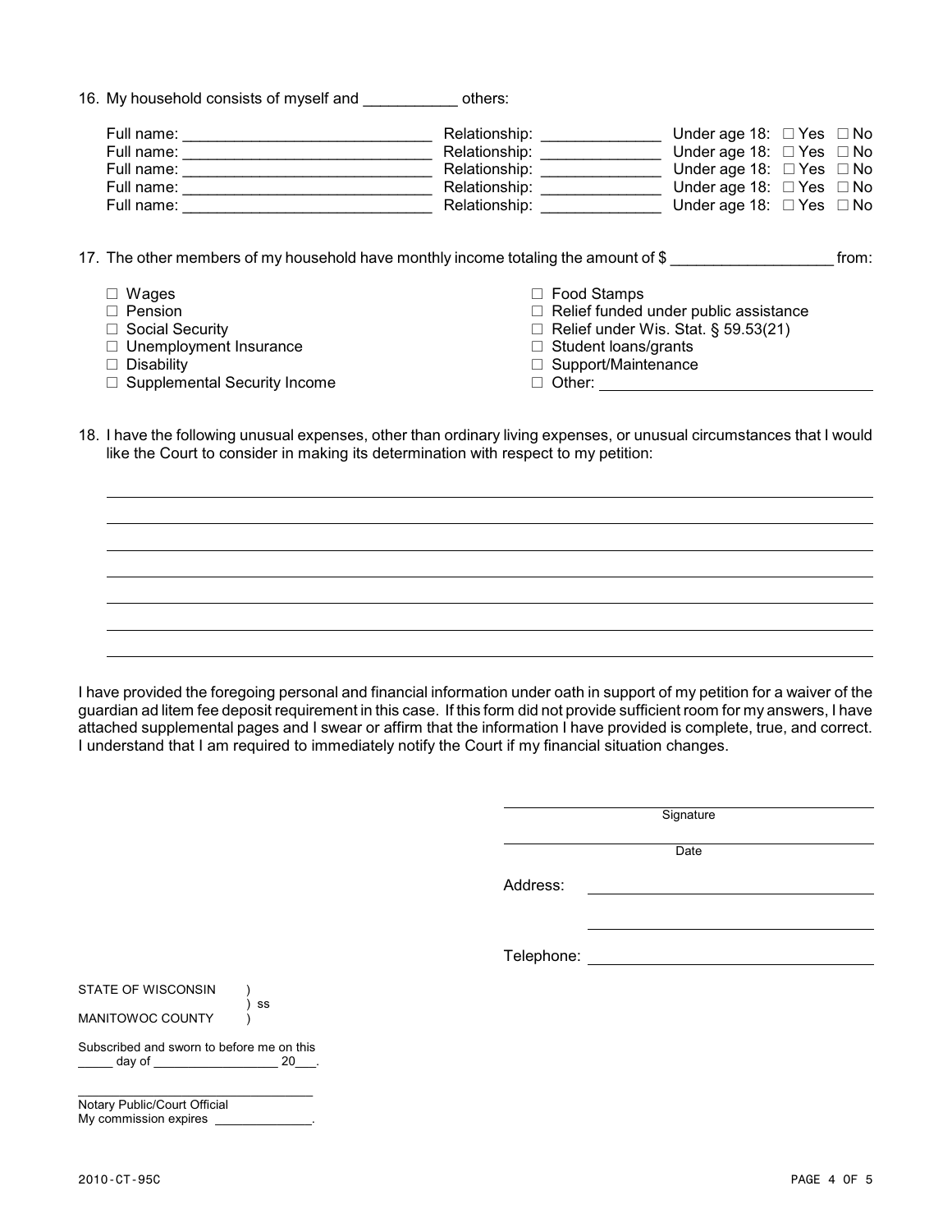16. My household consists of myself and ___________ others:

Full name: ____________________________ Relationship: _____________ Under age 18: ☐ Yes ☐ No
Full name: ____________________________ Relationship: _____________ Under age 18: ☐ Yes ☐ No
Full name: ____________________________ Relationship: _____________ Under age 18: ☐ Yes ☐ No
Full name: ____________________________ Relationship: _____________ Under age 18: ☐ Yes ☐ No
Full name: ____________________________ Relationship: _____________ Under age 18: ☐ Yes ☐ No

17. The other members of my household have monthly income totaling the amount of $ __________________ from:

- ☐ Wages
- ☐ Pension
- ☐ Social Security
- ☐ Unemployment Insurance
- ☐ Disability
- ☐ Supplemental Security Income
- ☐ Food Stamps
- ☐ Relief funded under public assistance
- ☐ Relief under Wis. Stat. § 59.53(21)
- ☐ Student loans/grants
- ☐ Support/Maintenance
- ☐ Other: ______________________________

18. I have the following unusual expenses, other than ordinary living expenses, or unusual circumstances that I would like the Court to consider in making its determination with respect to my petition:

______________________________________________________________________________
______________________________________________________________________________
______________________________________________________________________________
______________________________________________________________________________
______________________________________________________________________________
______________________________________________________________________________
______________________________________________________________________________

I have provided the foregoing personal and financial information under oath in support of my petition for a waiver of the guardian ad litem fee deposit requirement in this case. If this form did not provide sufficient room for my answers, I have attached supplemental pages and I swear or affirm that the information I have provided is complete, true, and correct. I understand that I am required to immediately notify the Court if my financial situation changes.

______________________________
Signature

______________________________
Date

Address: ______________________________

______________________________

Telephone: ______________________________

STATE OF WISCONSIN )
) ss
MANITOWOC COUNTY )

Subscribed and sworn to before me on this _____ day of _________________ 20___.

______________________________
Notary Public/Court Official
My commission expires ______________.

2010-CT-95C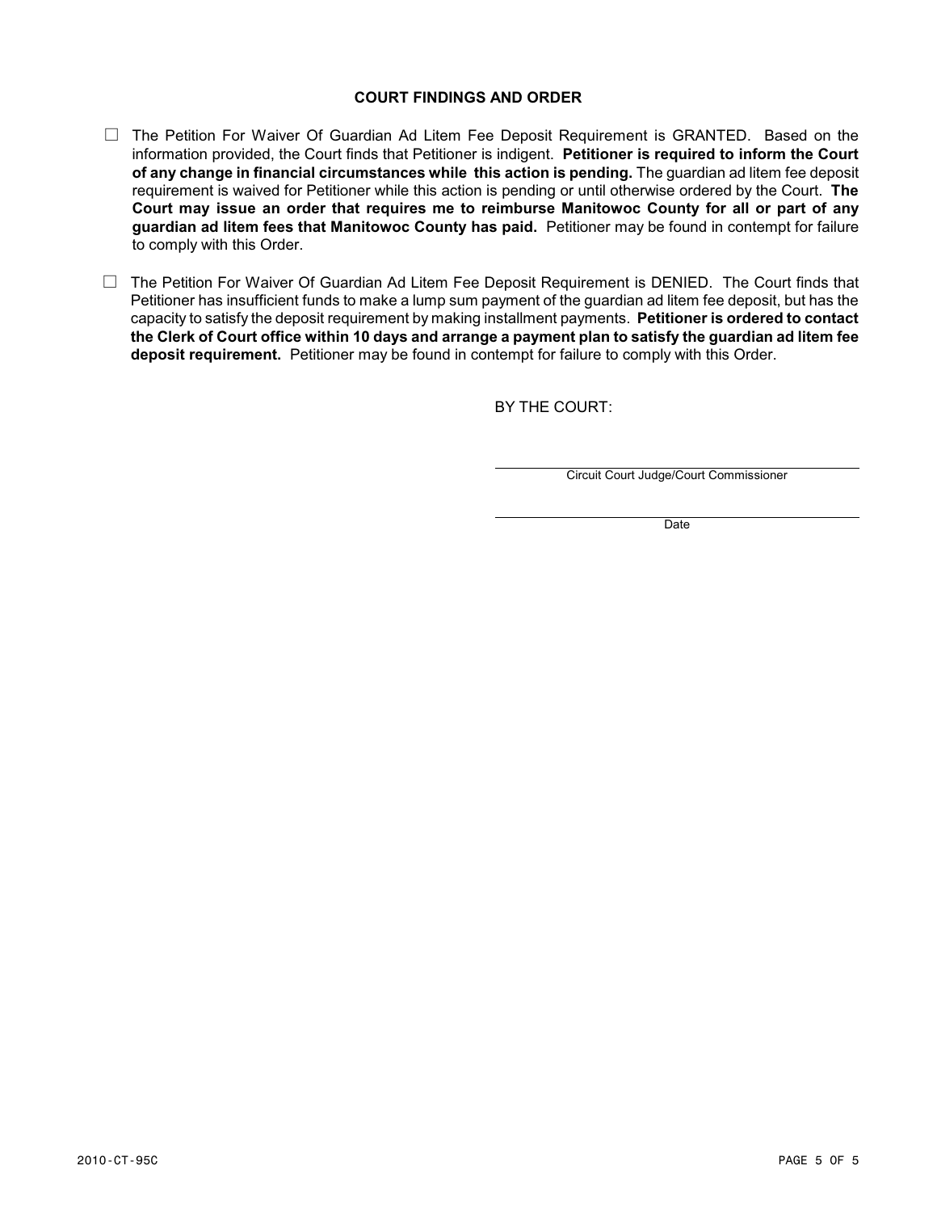## COURT FINDINGS AND ORDER

☐ The Petition For Waiver Of Guardian Ad Litem Fee Deposit Requirement is GRANTED. Based on the information provided, the Court finds that Petitioner is indigent. **Petitioner is required to inform the Court of any change in financial circumstances while this action is pending.** The guardian ad litem fee deposit requirement is waived for Petitioner while this action is pending or until otherwise ordered by the Court. **The Court may issue an order that requires me to reimburse Manitowoc County for all or part of any guardian ad litem fees that Manitowoc County has paid.** Petitioner may be found in contempt for failure to comply with this Order.

☐ The Petition For Waiver Of Guardian Ad Litem Fee Deposit Requirement is DENIED. The Court finds that Petitioner has insufficient funds to make a lump sum payment of the guardian ad litem fee deposit, but has the capacity to satisfy the deposit requirement by making installment payments. **Petitioner is ordered to contact the Clerk of Court office within 10 days and arrange a payment plan to satisfy the guardian ad litem fee deposit requirement.** Petitioner may be found in contempt for failure to comply with this Order.

BY THE COURT:

______________________________
Circuit Court Judge/Court Commissioner

______________________________
Date

2010-CT-95C